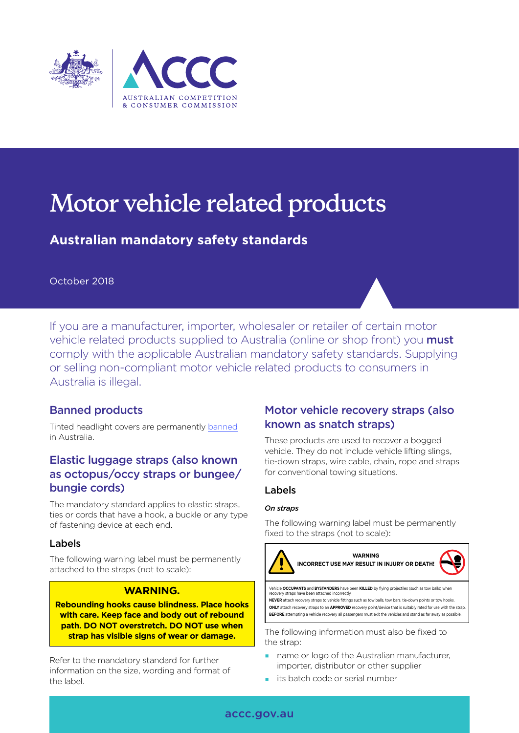# Motor vehicle related products

## Australian mandatory safety standards

October 2018

If you are a manufacturer, importer, wholesaler or retailer of certain motor vehicle related products supplied to Australia (online or shop front) you **must** comply with the applicable Australian mandatory safety standards. Supplying or selling non-compliant motor vehicle related products to consumers in Australia is illegal.

## Banned products

Tinted headlight covers are permanently banned in Australia.

## Elastic luggage straps (also known as octopus/occy straps or bungee/bungie cords)

The mandatory standard applies to elastic straps, ties or cords that have a hook, a buckle or any type of fastening device at each end.

### Labels

The following warning label must be permanently attached to the straps (not to scale):

> **WARNING.**
>
> **Rebounding hooks cause blindness. Place hooks with care. Keep face and body out of rebound path. DO NOT overstretch. DO NOT use when strap has visible signs of wear or damage.**

Refer to the mandatory standard for further information on the size, wording and format of the label.

## Motor vehicle recovery straps (also known as snatch straps)

These products are used to recover a bogged vehicle. They do not include vehicle lifting slings, tie-down straps, wire cable, chain, rope and straps for conventional towing situations.

### Labels

*On straps*

The following warning label must be permanently fixed to the straps (not to scale):

> **WARNING**
>
> **INCORRECT USE MAY RESULT IN INJURY OR DEATH!**
>
> Vehicle **OCCUPANTS** and **BYSTANDERS** have been **KILLED** by flying projectiles (such as tow balls) when recovery straps have been attached incorrectly.
>
> **NEVER** attach recovery straps to vehicle fittings such as tow balls, tow bars, tie-down points or tow hooks.
>
> **ONLY** attach recovery straps to an **APPROVED** recovery point/device that is suitably rated for use with the strap.
>
> **BEFORE** attempting a vehicle recovery all passengers must exit the vehicles and stand as far away as possible.

The following information must also be fixed to the strap:

- name or logo of the Australian manufacturer, importer, distributor or other supplier
- its batch code or serial number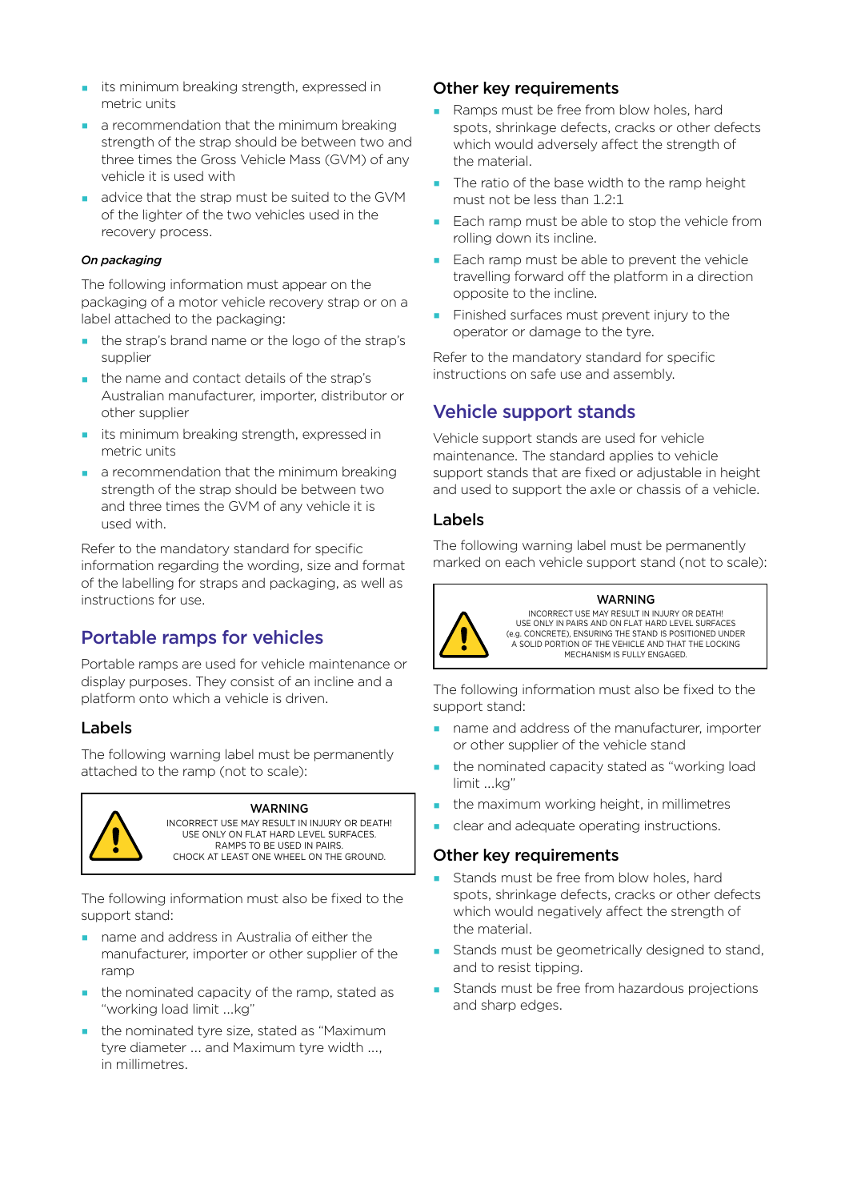- its minimum breaking strength, expressed in metric units
- a recommendation that the minimum breaking strength of the strap should be between two and three times the Gross Vehicle Mass (GVM) of any vehicle it is used with
- advice that the strap must be suited to the GVM of the lighter of the two vehicles used in the recovery process.

***On packaging***

The following information must appear on the packaging of a motor vehicle recovery strap or on a label attached to the packaging:

- the strap's brand name or the logo of the strap's supplier
- the name and contact details of the strap's Australian manufacturer, importer, distributor or other supplier
- its minimum breaking strength, expressed in metric units
- a recommendation that the minimum breaking strength of the strap should be between two and three times the GVM of any vehicle it is used with.

Refer to the mandatory standard for specific information regarding the wording, size and format of the labelling for straps and packaging, as well as instructions for use.

## Portable ramps for vehicles

Portable ramps are used for vehicle maintenance or display purposes. They consist of an incline and a platform onto which a vehicle is driven.

### Labels

The following warning label must be permanently attached to the ramp (not to scale):

> **WARNING**
> INCORRECT USE MAY RESULT IN INJURY OR DEATH!
> USE ONLY ON FLAT HARD LEVEL SURFACES.
> RAMPS TO BE USED IN PAIRS.
> CHOCK AT LEAST ONE WHEEL ON THE GROUND.

The following information must also be fixed to the support stand:

- name and address in Australia of either the manufacturer, importer or other supplier of the ramp
- the nominated capacity of the ramp, stated as "working load limit ...kg"
- the nominated tyre size, stated as "Maximum tyre diameter ... and Maximum tyre width ..., in millimetres.

### Other key requirements

- Ramps must be free from blow holes, hard spots, shrinkage defects, cracks or other defects which would adversely affect the strength of the material.
- The ratio of the base width to the ramp height must not be less than 1.2:1
- Each ramp must be able to stop the vehicle from rolling down its incline.
- Each ramp must be able to prevent the vehicle travelling forward off the platform in a direction opposite to the incline.
- Finished surfaces must prevent injury to the operator or damage to the tyre.

Refer to the mandatory standard for specific instructions on safe use and assembly.

## Vehicle support stands

Vehicle support stands are used for vehicle maintenance. The standard applies to vehicle support stands that are fixed or adjustable in height and used to support the axle or chassis of a vehicle.

### Labels

The following warning label must be permanently marked on each vehicle support stand (not to scale):

> **WARNING**
> INCORRECT USE MAY RESULT IN INJURY OR DEATH!
> USE ONLY IN PAIRS AND ON FLAT HARD LEVEL SURFACES
> (e.g. CONCRETE), ENSURING THE STAND IS POSITIONED UNDER
> A SOLID PORTION OF THE VEHICLE AND THAT THE LOCKING
> MECHANISM IS FULLY ENGAGED.

The following information must also be fixed to the support stand:

- name and address of the manufacturer, importer or other supplier of the vehicle stand
- the nominated capacity stated as "working load limit ...kg"
- the maximum working height, in millimetres
- clear and adequate operating instructions.

### Other key requirements

- Stands must be free from blow holes, hard spots, shrinkage defects, cracks or other defects which would negatively affect the strength of the material.
- Stands must be geometrically designed to stand, and to resist tipping.
- Stands must be free from hazardous projections and sharp edges.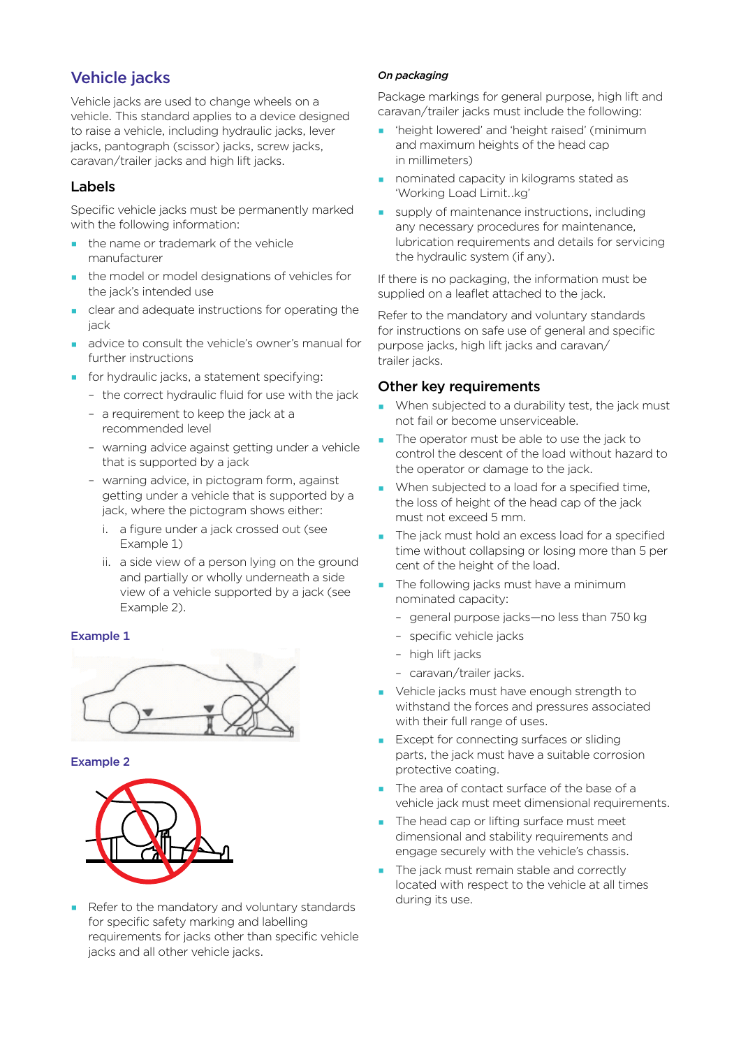## Vehicle jacks

Vehicle jacks are used to change wheels on a vehicle. This standard applies to a device designed to raise a vehicle, including hydraulic jacks, lever jacks, pantograph (scissor) jacks, screw jacks, caravan/trailer jacks and high lift jacks.

### Labels

Specific vehicle jacks must be permanently marked with the following information:

- the name or trademark of the vehicle manufacturer
- the model or model designations of vehicles for the jack's intended use
- clear and adequate instructions for operating the jack
- advice to consult the vehicle's owner's manual for further instructions
- for hydraulic jacks, a statement specifying:
  - the correct hydraulic fluid for use with the jack
  - a requirement to keep the jack at a recommended level
  - warning advice against getting under a vehicle that is supported by a jack
  - warning advice, in pictogram form, against getting under a vehicle that is supported by a jack, where the pictogram shows either:
    1. a figure under a jack crossed out (see Example 1)
    2. a side view of a person lying on the ground and partially or wholly underneath a side view of a vehicle supported by a jack (see Example 2).

**Example 1**

**Example 2**

- Refer to the mandatory and voluntary standards for specific safety marking and labelling requirements for jacks other than specific vehicle jacks and all other vehicle jacks.

***On packaging***

Package markings for general purpose, high lift and caravan/trailer jacks must include the following:

- 'height lowered' and 'height raised' (minimum and maximum heights of the head cap in millimeters)
- nominated capacity in kilograms stated as 'Working Load Limit..kg'
- supply of maintenance instructions, including any necessary procedures for maintenance, lubrication requirements and details for servicing the hydraulic system (if any).

If there is no packaging, the information must be supplied on a leaflet attached to the jack.

Refer to the mandatory and voluntary standards for instructions on safe use of general and specific purpose jacks, high lift jacks and caravan/ trailer jacks.

### Other key requirements

- When subjected to a durability test, the jack must not fail or become unserviceable.
- The operator must be able to use the jack to control the descent of the load without hazard to the operator or damage to the jack.
- When subjected to a load for a specified time, the loss of height of the head cap of the jack must not exceed 5 mm.
- The jack must hold an excess load for a specified time without collapsing or losing more than 5 per cent of the height of the load.
- The following jacks must have a minimum nominated capacity:
  - general purpose jacks—no less than 750 kg
  - specific vehicle jacks
  - high lift jacks
  - caravan/trailer jacks.
- Vehicle jacks must have enough strength to withstand the forces and pressures associated with their full range of uses.
- Except for connecting surfaces or sliding parts, the jack must have a suitable corrosion protective coating.
- The area of contact surface of the base of a vehicle jack must meet dimensional requirements.
- The head cap or lifting surface must meet dimensional and stability requirements and engage securely with the vehicle's chassis.
- The jack must remain stable and correctly located with respect to the vehicle at all times during its use.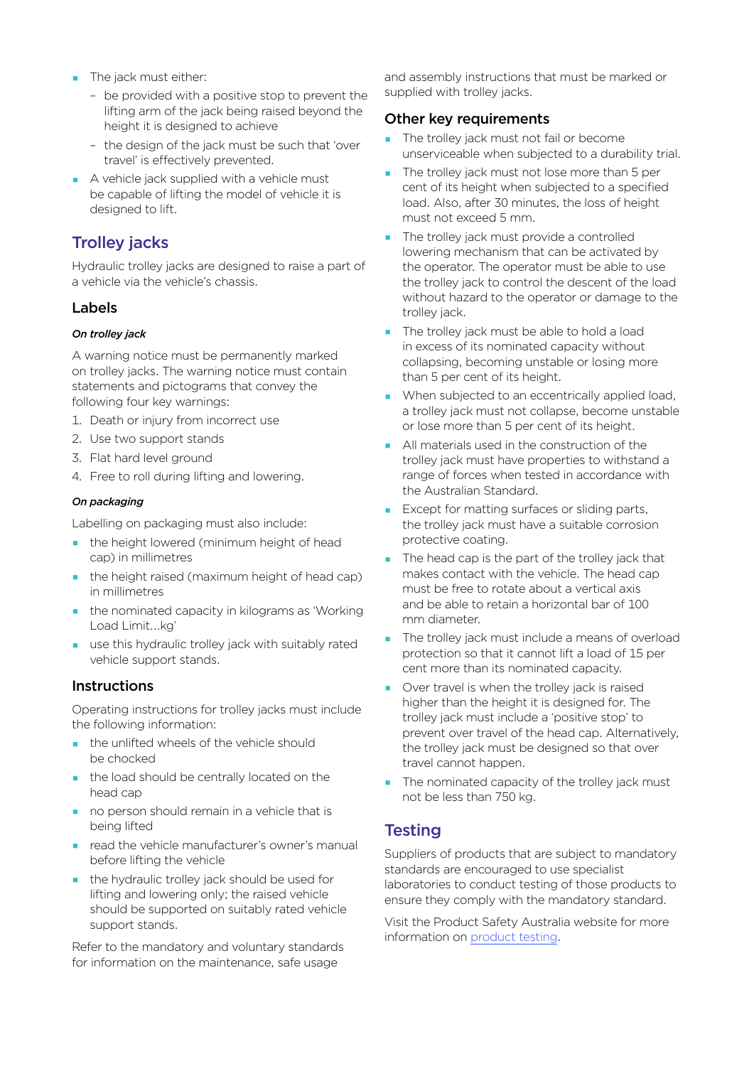- The jack must either:
  - be provided with a positive stop to prevent the lifting arm of the jack being raised beyond the height it is designed to achieve
  - the design of the jack must be such that 'over travel' is effectively prevented.
- A vehicle jack supplied with a vehicle must be capable of lifting the model of vehicle it is designed to lift.

## Trolley jacks

Hydraulic trolley jacks are designed to raise a part of a vehicle via the vehicle's chassis.

### Labels

#### *On trolley jack*

A warning notice must be permanently marked on trolley jacks. The warning notice must contain statements and pictograms that convey the following four key warnings:

1. Death or injury from incorrect use
2. Use two support stands
3. Flat hard level ground
4. Free to roll during lifting and lowering.

#### *On packaging*

Labelling on packaging must also include:

- the height lowered (minimum height of head cap) in millimetres
- the height raised (maximum height of head cap) in millimetres
- the nominated capacity in kilograms as 'Working Load Limit…kg'
- use this hydraulic trolley jack with suitably rated vehicle support stands.

### Instructions

Operating instructions for trolley jacks must include the following information:

- the unlifted wheels of the vehicle should be chocked
- the load should be centrally located on the head cap
- no person should remain in a vehicle that is being lifted
- read the vehicle manufacturer's owner's manual before lifting the vehicle
- the hydraulic trolley jack should be used for lifting and lowering only; the raised vehicle should be supported on suitably rated vehicle support stands.

Refer to the mandatory and voluntary standards for information on the maintenance, safe usage and assembly instructions that must be marked or supplied with trolley jacks.

### Other key requirements

- The trolley jack must not fail or become unserviceable when subjected to a durability trial.
- The trolley jack must not lose more than 5 per cent of its height when subjected to a specified load. Also, after 30 minutes, the loss of height must not exceed 5 mm.
- The trolley jack must provide a controlled lowering mechanism that can be activated by the operator. The operator must be able to use the trolley jack to control the descent of the load without hazard to the operator or damage to the trolley jack.
- The trolley jack must be able to hold a load in excess of its nominated capacity without collapsing, becoming unstable or losing more than 5 per cent of its height.
- When subjected to an eccentrically applied load, a trolley jack must not collapse, become unstable or lose more than 5 per cent of its height.
- All materials used in the construction of the trolley jack must have properties to withstand a range of forces when tested in accordance with the Australian Standard.
- Except for matting surfaces or sliding parts, the trolley jack must have a suitable corrosion protective coating.
- The head cap is the part of the trolley jack that makes contact with the vehicle. The head cap must be free to rotate about a vertical axis and be able to retain a horizontal bar of 100 mm diameter.
- The trolley jack must include a means of overload protection so that it cannot lift a load of 15 per cent more than its nominated capacity.
- Over travel is when the trolley jack is raised higher than the height it is designed for. The trolley jack must include a 'positive stop' to prevent over travel of the head cap. Alternatively, the trolley jack must be designed so that over travel cannot happen.
- The nominated capacity of the trolley jack must not be less than 750 kg.

## Testing

Suppliers of products that are subject to mandatory standards are encouraged to use specialist laboratories to conduct testing of those products to ensure they comply with the mandatory standard.

Visit the Product Safety Australia website for more information on product testing.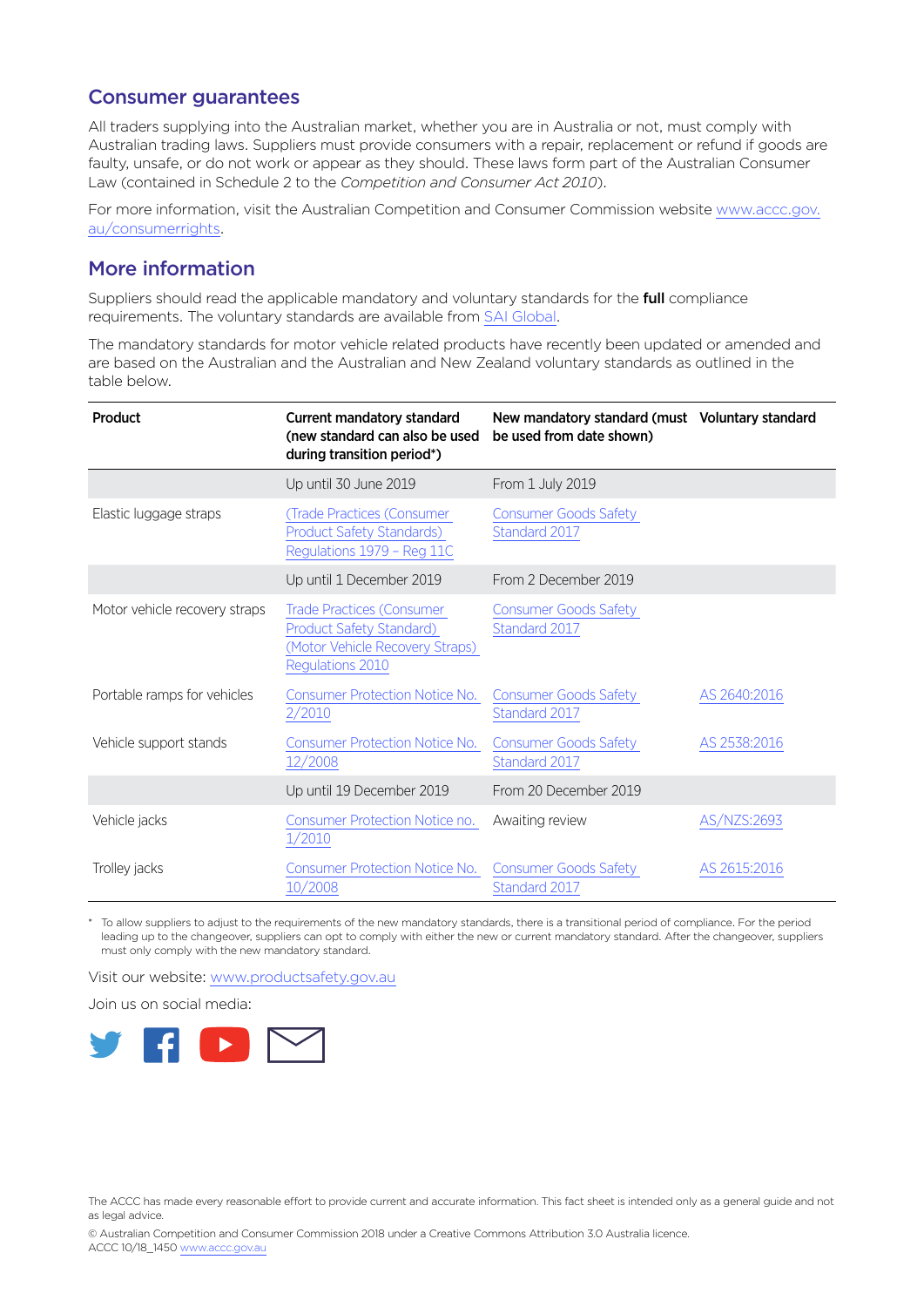## Consumer guarantees

All traders supplying into the Australian market, whether you are in Australia or not, must comply with Australian trading laws. Suppliers must provide consumers with a repair, replacement or refund if goods are faulty, unsafe, or do not work or appear as they should. These laws form part of the Australian Consumer Law (contained in Schedule 2 to the *Competition and Consumer Act 2010*).

For more information, visit the Australian Competition and Consumer Commission website www.accc.gov.au/consumerrights.

## More information

Suppliers should read the applicable mandatory and voluntary standards for the **full** compliance requirements. The voluntary standards are available from SAI Global.

The mandatory standards for motor vehicle related products have recently been updated or amended and are based on the Australian and the Australian and New Zealand voluntary standards as outlined in the table below.

| Product | Current mandatory standard (new standard can also be used during transition period*) | New mandatory standard (must be used from date shown) | Voluntary standard |
|---|---|---|---|
| | Up until 30 June 2019 | From 1 July 2019 | |
| Elastic luggage straps | (Trade Practices (Consumer Product Safety Standards) Regulations 1979 – Reg 11C | Consumer Goods Safety Standard 2017 | |
| | Up until 1 December 2019 | From 2 December 2019 | |
| Motor vehicle recovery straps | Trade Practices (Consumer Product Safety Standard) (Motor Vehicle Recovery Straps) Regulations 2010 | Consumer Goods Safety Standard 2017 | |
| Portable ramps for vehicles | Consumer Protection Notice No. 2/2010 | Consumer Goods Safety Standard 2017 | AS 2640:2016 |
| Vehicle support stands | Consumer Protection Notice No. 12/2008 | Consumer Goods Safety Standard 2017 | AS 2538:2016 |
| | Up until 19 December 2019 | From 20 December 2019 | |
| Vehicle jacks | Consumer Protection Notice no. 1/2010 | Awaiting review | AS/NZS:2693 |
| Trolley jacks | Consumer Protection Notice No. 10/2008 | Consumer Goods Safety Standard 2017 | AS 2615:2016 |

\* To allow suppliers to adjust to the requirements of the new mandatory standards, there is a transitional period of compliance. For the period leading up to the changeover, suppliers can opt to comply with either the new or current mandatory standard. After the changeover, suppliers must only comply with the new mandatory standard.

Visit our website: www.productsafety.gov.au

Join us on social media:

The ACCC has made every reasonable effort to provide current and accurate information. This fact sheet is intended only as a general guide and not as legal advice.

© Australian Competition and Consumer Commission 2018 under a Creative Commons Attribution 3.0 Australia licence.
ACCC 10/18_1450 www.accc.gov.au